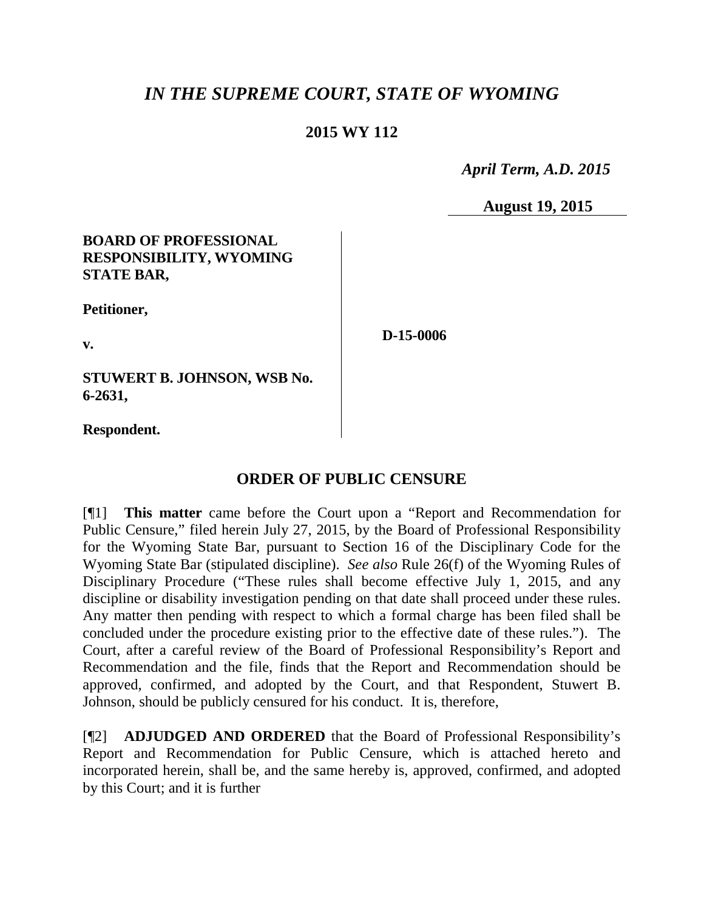# *IN THE SUPREME COURT, STATE OF WYOMING*

**2015 WY 112**

*April Term, A.D. 2015*

**August 19, 2015**

**BOARD OF PROFESSIONAL RESPONSIBILITY, WYOMING STATE BAR,**

**Petitioner,**

**v.**

**STUWERT B. JOHNSON, WSB No. 6-2631,**

**Respondent.**

**D-15-0006**

## ORDER OF PUBLIC CENSURE

[¶1] **This matter** came before the Court upon a "Report and Recommendation for Public Censure," filed herein July 27, 2015, by the Board of Professional Responsibility for the Wyoming State Bar, pursuant to Section 16 of the Disciplinary Code for the Wyoming State Bar (stipulated discipline). *See also* Rule 26(f) of the Wyoming Rules of Disciplinary Procedure ("These rules shall become effective July 1, 2015, and any discipline or disability investigation pending on that date shall proceed under these rules. Any matter then pending with respect to which a formal charge has been filed shall be concluded under the procedure existing prior to the effective date of these rules."). The Court, after a careful review of the Board of Professional Responsibility's Report and Recommendation and the file, finds that the Report and Recommendation should be approved, confirmed, and adopted by the Court, and that Respondent, Stuwert B. Johnson, should be publicly censured for his conduct. It is, therefore,

[¶2] **ADJUDGED AND ORDERED** that the Board of Professional Responsibility's Report and Recommendation for Public Censure, which is attached hereto and incorporated herein, shall be, and the same hereby is, approved, confirmed, and adopted by this Court; and it is further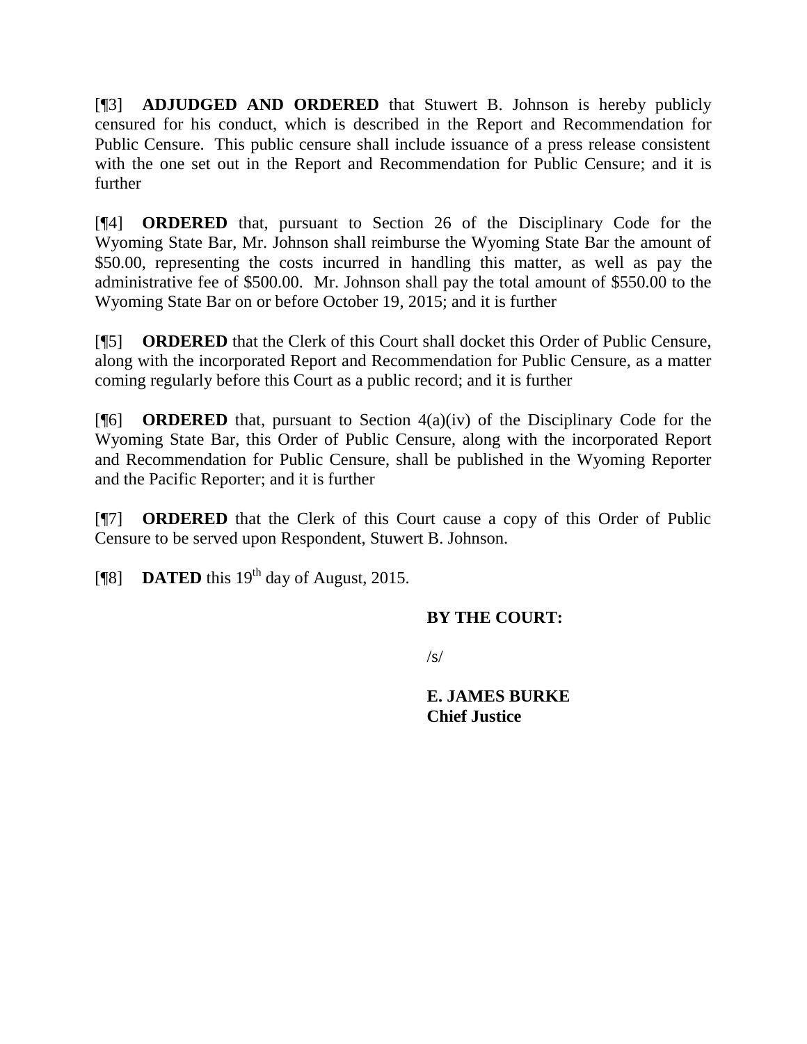[¶3] **ADJUDGED AND ORDERED** that Stuwert B. Johnson is hereby publicly censured for his conduct, which is described in the Report and Recommendation for Public Censure. This public censure shall include issuance of a press release consistent with the one set out in the Report and Recommendation for Public Censure; and it is further

[¶4] **ORDERED** that, pursuant to Section 26 of the Disciplinary Code for the Wyoming State Bar, Mr. Johnson shall reimburse the Wyoming State Bar the amount of $50.00, representing the costs incurred in handling this matter, as well as pay the administrative fee of $500.00. Mr. Johnson shall pay the total amount of $550.00 to the Wyoming State Bar on or before October 19, 2015; and it is further

[¶5] **ORDERED** that the Clerk of this Court shall docket this Order of Public Censure, along with the incorporated Report and Recommendation for Public Censure, as a matter coming regularly before this Court as a public record; and it is further

[¶6] **ORDERED** that, pursuant to Section 4(a)(iv) of the Disciplinary Code for the Wyoming State Bar, this Order of Public Censure, along with the incorporated Report and Recommendation for Public Censure, shall be published in the Wyoming Reporter and the Pacific Reporter; and it is further

[¶7] **ORDERED** that the Clerk of this Court cause a copy of this Order of Public Censure to be served upon Respondent, Stuwert B. Johnson.

[¶8] **DATED** this 19th day of August, 2015.

**BY THE COURT:**

/s/

**E. JAMES BURKE**
**Chief Justice**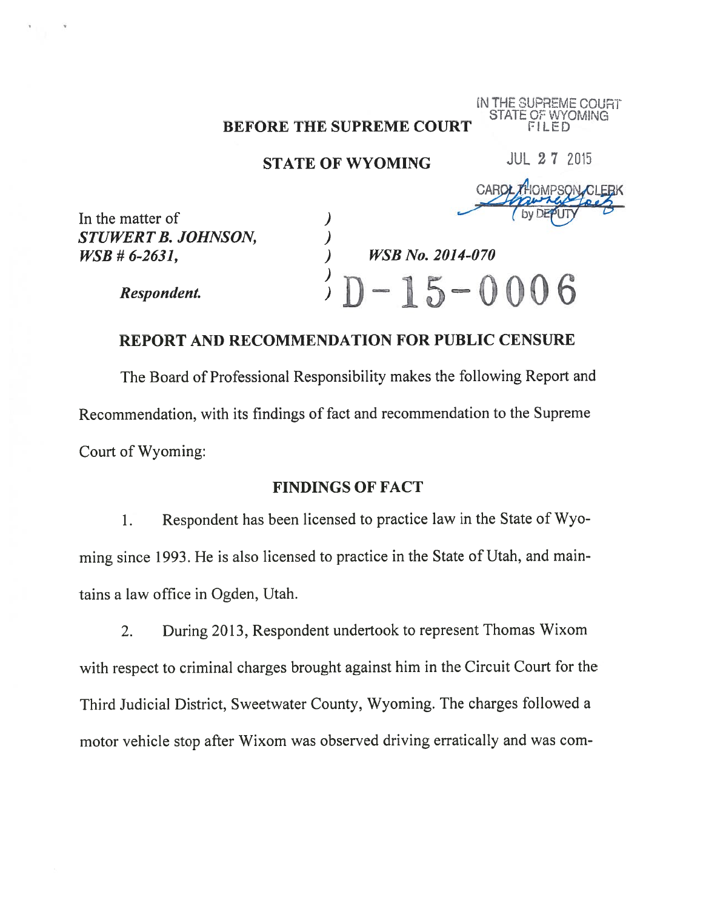IN THE SUPREME COURT
STATE OF WYOMING
FILED

JUL 27 2015

CAROL THOMPSON, CLERK
by DEPUTY

**BEFORE THE SUPREME COURT**

**STATE OF WYOMING**

In the matter of )
***STUWERT B. JOHNSON,*** )
***WSB # 6-2631,*** ) ***WSB No. 2014-070***
)
***Respondent.*** ) D-15-0006

## REPORT AND RECOMMENDATION FOR PUBLIC CENSURE

The Board of Professional Responsibility makes the following Report and Recommendation, with its findings of fact and recommendation to the Supreme Court of Wyoming:

### FINDINGS OF FACT

1. Respondent has been licensed to practice law in the State of Wyoming since 1993. He is also licensed to practice in the State of Utah, and maintains a law office in Ogden, Utah.

2. During 2013, Respondent undertook to represent Thomas Wixom with respect to criminal charges brought against him in the Circuit Court for the Third Judicial District, Sweetwater County, Wyoming. The charges followed a motor vehicle stop after Wixom was observed driving erratically and was com-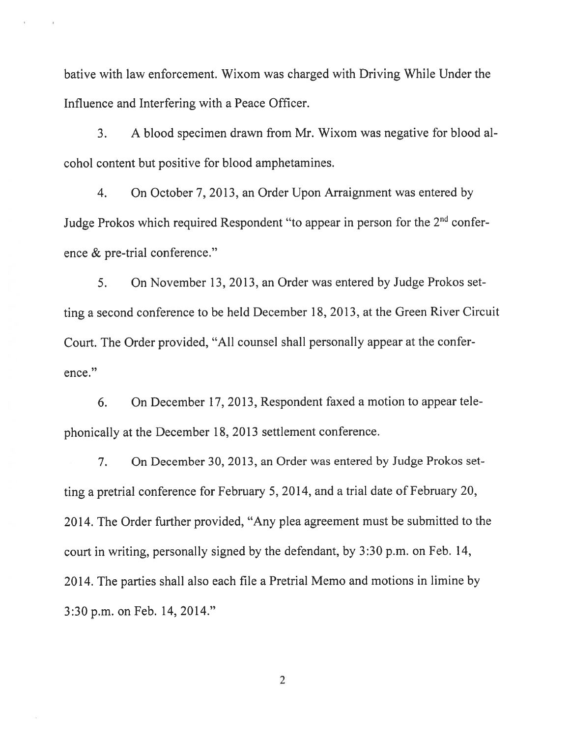bative with law enforcement. Wixom was charged with Driving While Under the Influence and Interfering with a Peace Officer.

3. A blood specimen drawn from Mr. Wixom was negative for blood alcohol content but positive for blood amphetamines.

4. On October 7, 2013, an Order Upon Arraignment was entered by Judge Prokos which required Respondent "to appear in person for the 2nd conference & pre-trial conference."

5. On November 13, 2013, an Order was entered by Judge Prokos setting a second conference to be held December 18, 2013, at the Green River Circuit Court. The Order provided, "All counsel shall personally appear at the conference."

6. On December 17, 2013, Respondent faxed a motion to appear telephonically at the December 18, 2013 settlement conference.

7. On December 30, 2013, an Order was entered by Judge Prokos setting a pretrial conference for February 5, 2014, and a trial date of February 20, 2014. The Order further provided, "Any plea agreement must be submitted to the court in writing, personally signed by the defendant, by 3:30 p.m. on Feb. 14, 2014. The parties shall also each file a Pretrial Memo and motions in limine by 3:30 p.m. on Feb. 14, 2014."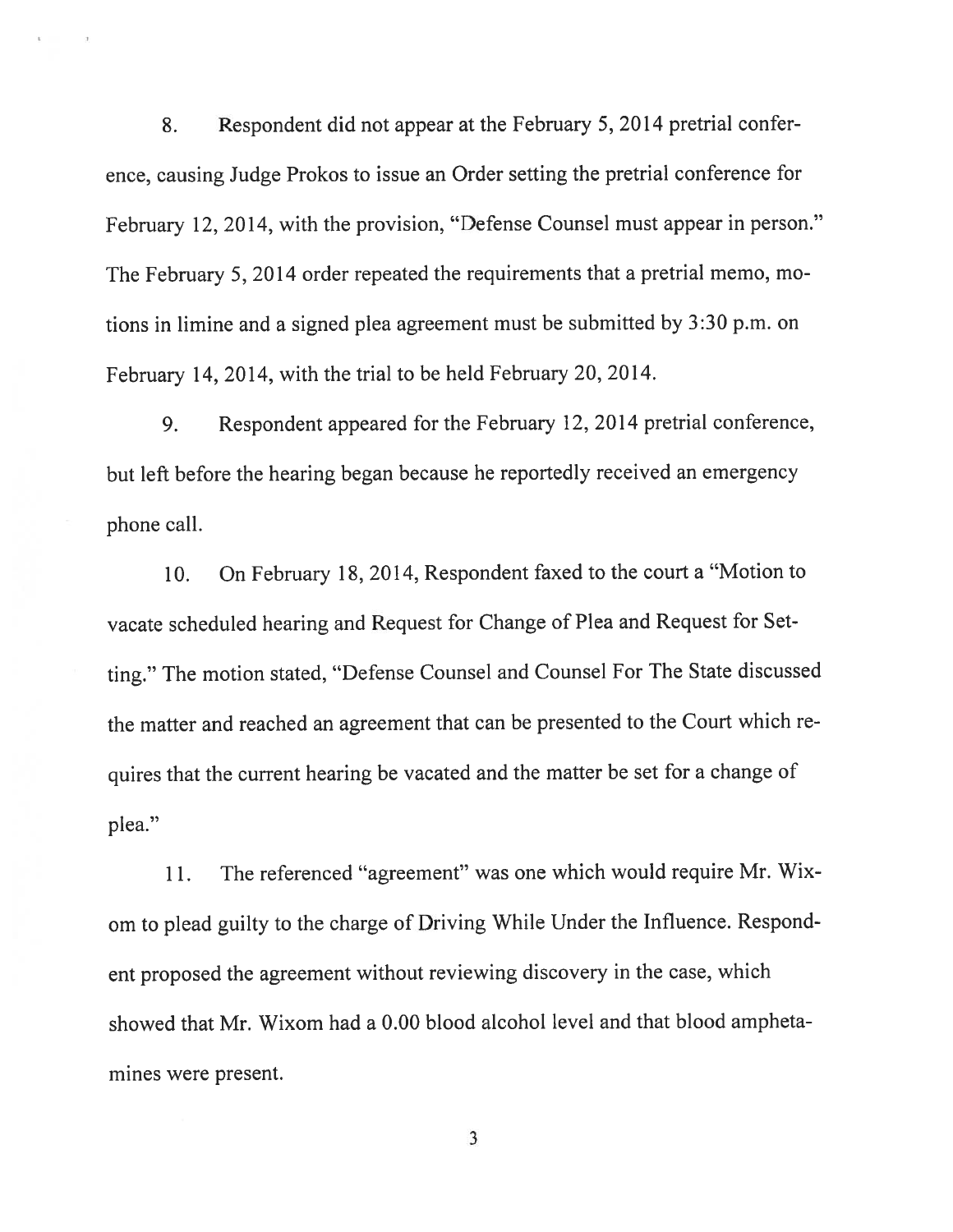8. Respondent did not appear at the February 5, 2014 pretrial conference, causing Judge Prokos to issue an Order setting the pretrial conference for February 12, 2014, with the provision, "Defense Counsel must appear in person." The February 5, 2014 order repeated the requirements that a pretrial memo, motions in limine and a signed plea agreement must be submitted by 3:30 p.m. on February 14, 2014, with the trial to be held February 20, 2014.

9. Respondent appeared for the February 12, 2014 pretrial conference, but left before the hearing began because he reportedly received an emergency phone call.

10. On February 18, 2014, Respondent faxed to the court a "Motion to vacate scheduled hearing and Request for Change of Plea and Request for Setting." The motion stated, "Defense Counsel and Counsel For The State discussed the matter and reached an agreement that can be presented to the Court which requires that the current hearing be vacated and the matter be set for a change of plea."

11. The referenced "agreement" was one which would require Mr. Wixom to plead guilty to the charge of Driving While Under the Influence. Respondent proposed the agreement without reviewing discovery in the case, which showed that Mr. Wixom had a 0.00 blood alcohol level and that blood amphetamines were present.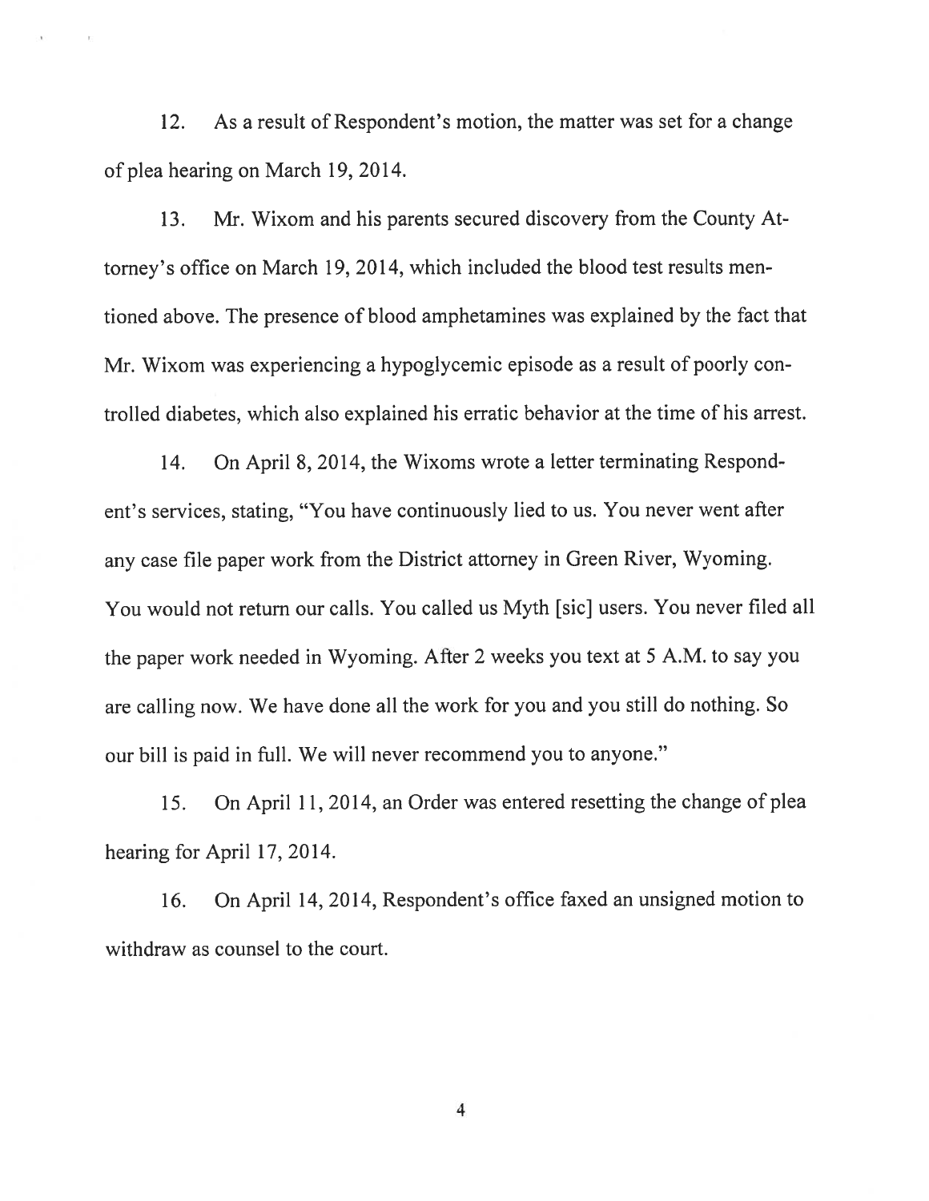12. As a result of Respondent's motion, the matter was set for a change of plea hearing on March 19, 2014.

13. Mr. Wixom and his parents secured discovery from the County Attorney's office on March 19, 2014, which included the blood test results mentioned above. The presence of blood amphetamines was explained by the fact that Mr. Wixom was experiencing a hypoglycemic episode as a result of poorly controlled diabetes, which also explained his erratic behavior at the time of his arrest.

14. On April 8, 2014, the Wixoms wrote a letter terminating Respondent's services, stating, "You have continuously lied to us. You never went after any case file paper work from the District attorney in Green River, Wyoming. You would not return our calls. You called us Myth [sic] users. You never filed all the paper work needed in Wyoming. After 2 weeks you text at 5 A.M. to say you are calling now. We have done all the work for you and you still do nothing. So our bill is paid in full. We will never recommend you to anyone."

15. On April 11, 2014, an Order was entered resetting the change of plea hearing for April 17, 2014.

16. On April 14, 2014, Respondent's office faxed an unsigned motion to withdraw as counsel to the court.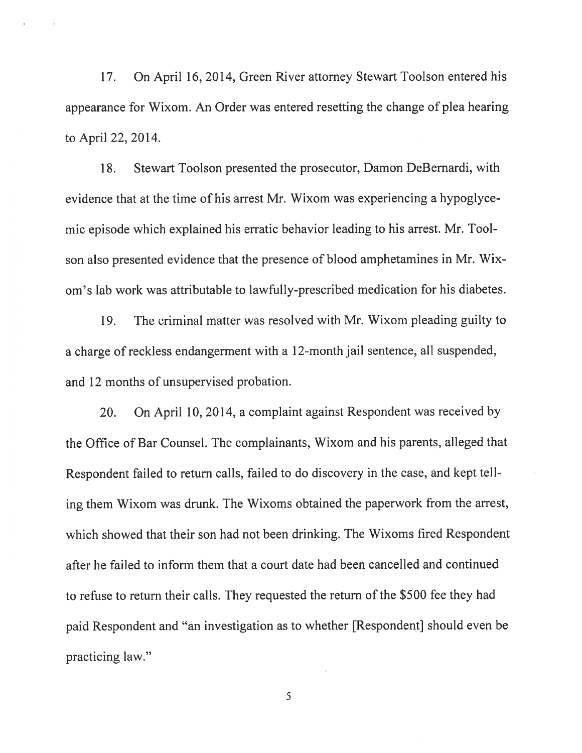17. On April 16, 2014, Green River attorney Stewart Toolson entered his appearance for Wixom. An Order was entered resetting the change of plea hearing to April 22, 2014.

18. Stewart Toolson presented the prosecutor, Damon DeBernardi, with evidence that at the time of his arrest Mr. Wixom was experiencing a hypoglycemic episode which explained his erratic behavior leading to his arrest. Mr. Toolson also presented evidence that the presence of blood amphetamines in Mr. Wixom's lab work was attributable to lawfully-prescribed medication for his diabetes.

19. The criminal matter was resolved with Mr. Wixom pleading guilty to a charge of reckless endangerment with a 12-month jail sentence, all suspended, and 12 months of unsupervised probation.

20. On April 10, 2014, a complaint against Respondent was received by the Office of Bar Counsel. The complainants, Wixom and his parents, alleged that Respondent failed to return calls, failed to do discovery in the case, and kept telling them Wixom was drunk. The Wixoms obtained the paperwork from the arrest, which showed that their son had not been drinking. The Wixoms fired Respondent after he failed to inform them that a court date had been cancelled and continued to refuse to return their calls. They requested the return of the $500 fee they had paid Respondent and "an investigation as to whether [Respondent] should even be practicing law."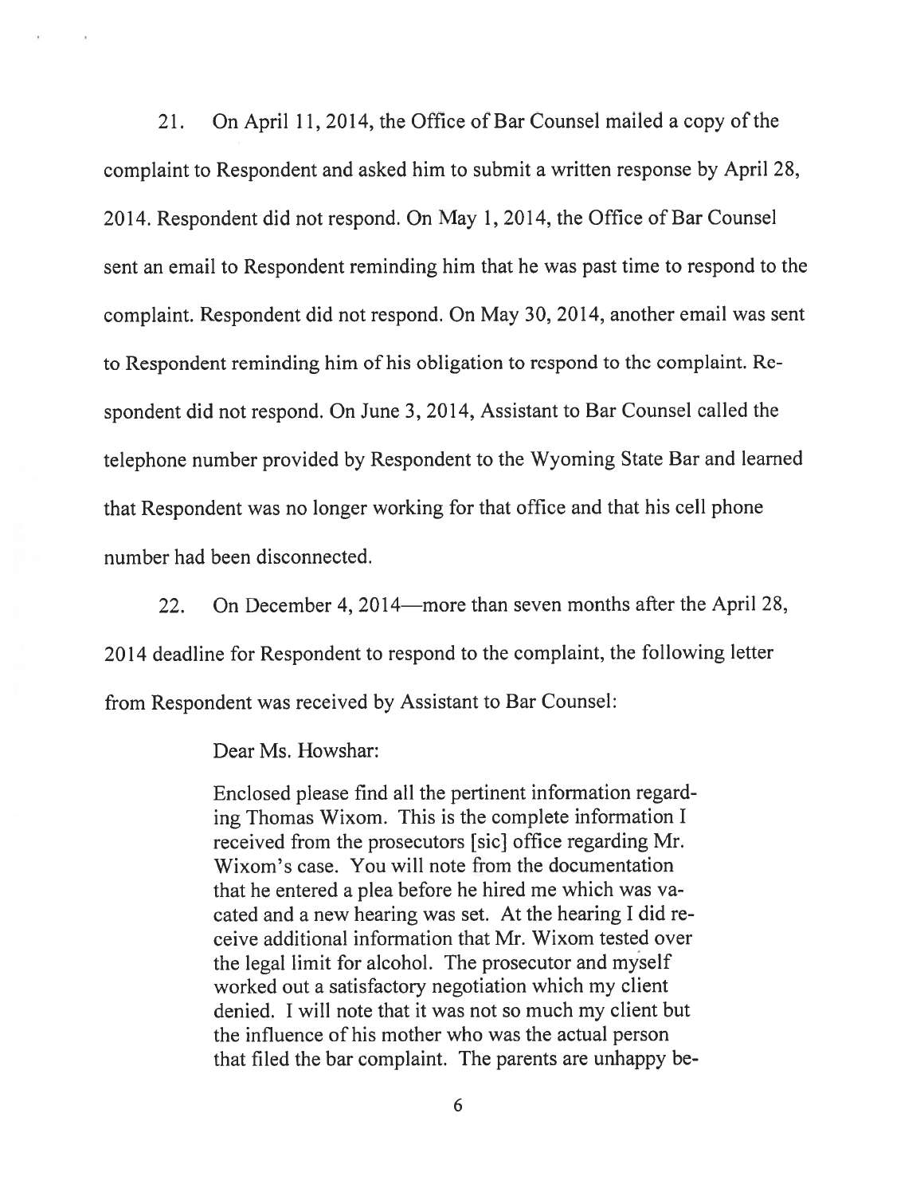21. On April 11, 2014, the Office of Bar Counsel mailed a copy of the complaint to Respondent and asked him to submit a written response by April 28, 2014. Respondent did not respond. On May 1, 2014, the Office of Bar Counsel sent an email to Respondent reminding him that he was past time to respond to the complaint. Respondent did not respond. On May 30, 2014, another email was sent to Respondent reminding him of his obligation to respond to the complaint. Respondent did not respond. On June 3, 2014, Assistant to Bar Counsel called the telephone number provided by Respondent to the Wyoming State Bar and learned that Respondent was no longer working for that office and that his cell phone number had been disconnected.

22. On December 4, 2014—more than seven months after the April 28, 2014 deadline for Respondent to respond to the complaint, the following letter from Respondent was received by Assistant to Bar Counsel:

> Dear Ms. Howshar:
>
> Enclosed please find all the pertinent information regarding Thomas Wixom. This is the complete information I received from the prosecutors [sic] office regarding Mr. Wixom's case. You will note from the documentation that he entered a plea before he hired me which was vacated and a new hearing was set. At the hearing I did receive additional information that Mr. Wixom tested over the legal limit for alcohol. The prosecutor and myself worked out a satisfactory negotiation which my client denied. I will note that it was not so much my client but the influence of his mother who was the actual person that filed the bar complaint. The parents are unhappy be-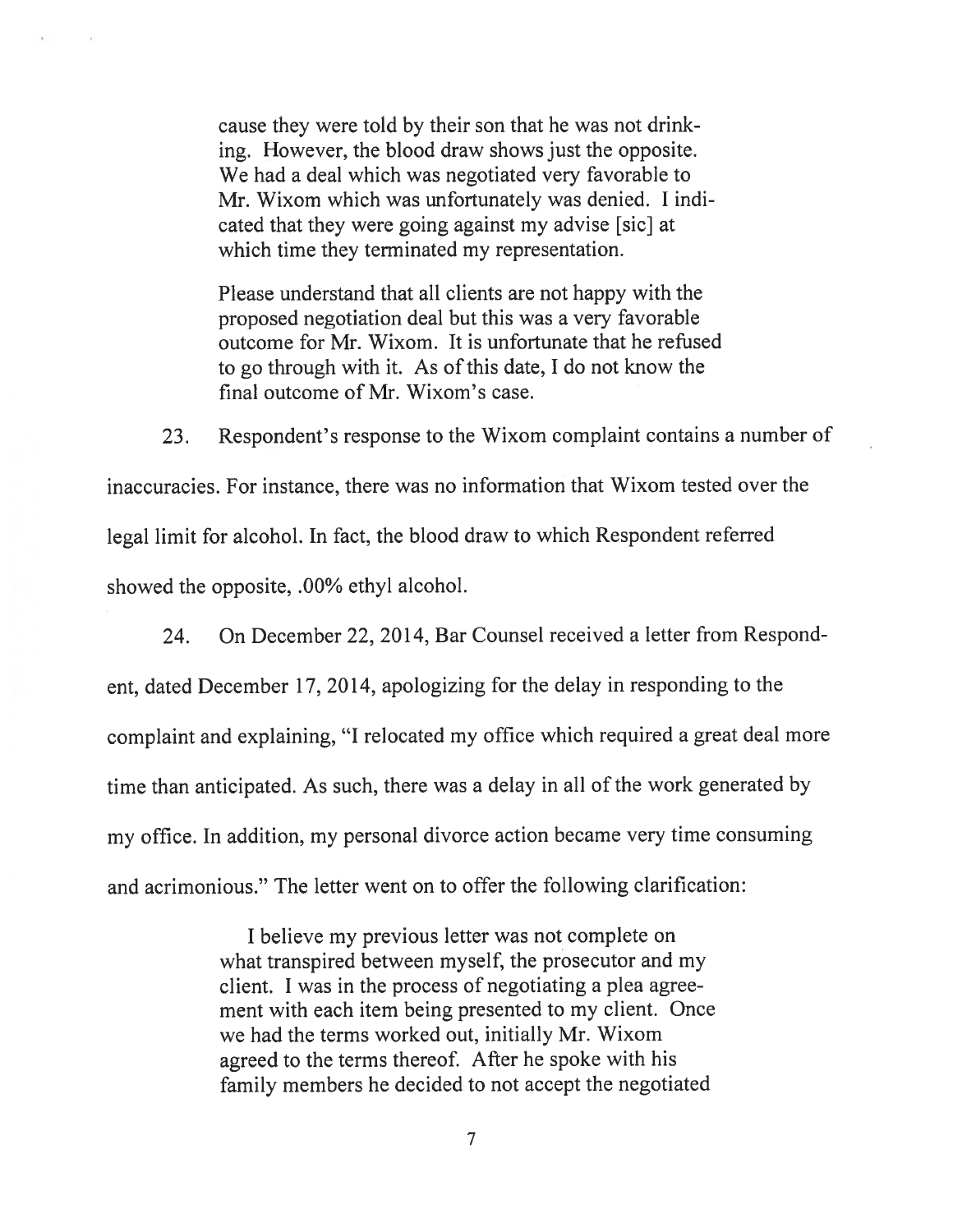> cause they were told by their son that he was not drinking. However, the blood draw shows just the opposite. We had a deal which was negotiated very favorable to Mr. Wixom which was unfortunately was denied. I indicated that they were going against my advise [sic] at which time they terminated my representation.
>
> Please understand that all clients are not happy with the proposed negotiation deal but this was a very favorable outcome for Mr. Wixom. It is unfortunate that he refused to go through with it. As of this date, I do not know the final outcome of Mr. Wixom's case.

23. Respondent's response to the Wixom complaint contains a number of inaccuracies. For instance, there was no information that Wixom tested over the legal limit for alcohol. In fact, the blood draw to which Respondent referred showed the opposite, .00% ethyl alcohol.

24. On December 22, 2014, Bar Counsel received a letter from Respondent, dated December 17, 2014, apologizing for the delay in responding to the complaint and explaining, "I relocated my office which required a great deal more time than anticipated. As such, there was a delay in all of the work generated by my office. In addition, my personal divorce action became very time consuming and acrimonious." The letter went on to offer the following clarification:

> I believe my previous letter was not complete on what transpired between myself, the prosecutor and my client. I was in the process of negotiating a plea agreement with each item being presented to my client. Once we had the terms worked out, initially Mr. Wixom agreed to the terms thereof. After he spoke with his family members he decided to not accept the negotiated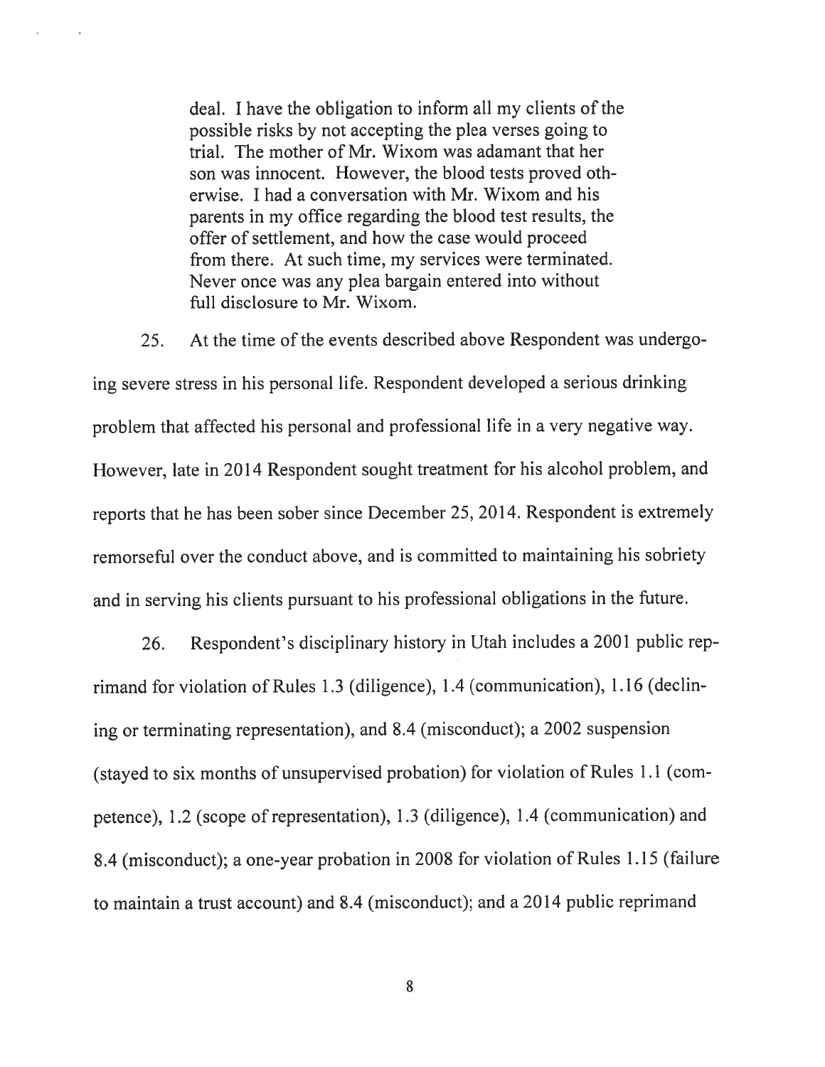> deal. I have the obligation to inform all my clients of the possible risks by not accepting the plea verses going to trial. The mother of Mr. Wixom was adamant that her son was innocent. However, the blood tests proved otherwise. I had a conversation with Mr. Wixom and his parents in my office regarding the blood test results, the offer of settlement, and how the case would proceed from there. At such time, my services were terminated. Never once was any plea bargain entered into without full disclosure to Mr. Wixom.

25. At the time of the events described above Respondent was undergoing severe stress in his personal life. Respondent developed a serious drinking problem that affected his personal and professional life in a very negative way. However, late in 2014 Respondent sought treatment for his alcohol problem, and reports that he has been sober since December 25, 2014. Respondent is extremely remorseful over the conduct above, and is committed to maintaining his sobriety and in serving his clients pursuant to his professional obligations in the future.

26. Respondent's disciplinary history in Utah includes a 2001 public reprimand for violation of Rules 1.3 (diligence), 1.4 (communication), 1.16 (declining or terminating representation), and 8.4 (misconduct); a 2002 suspension (stayed to six months of unsupervised probation) for violation of Rules 1.1 (competence), 1.2 (scope of representation), 1.3 (diligence), 1.4 (communication) and 8.4 (misconduct); a one-year probation in 2008 for violation of Rules 1.15 (failure to maintain a trust account) and 8.4 (misconduct); and a 2014 public reprimand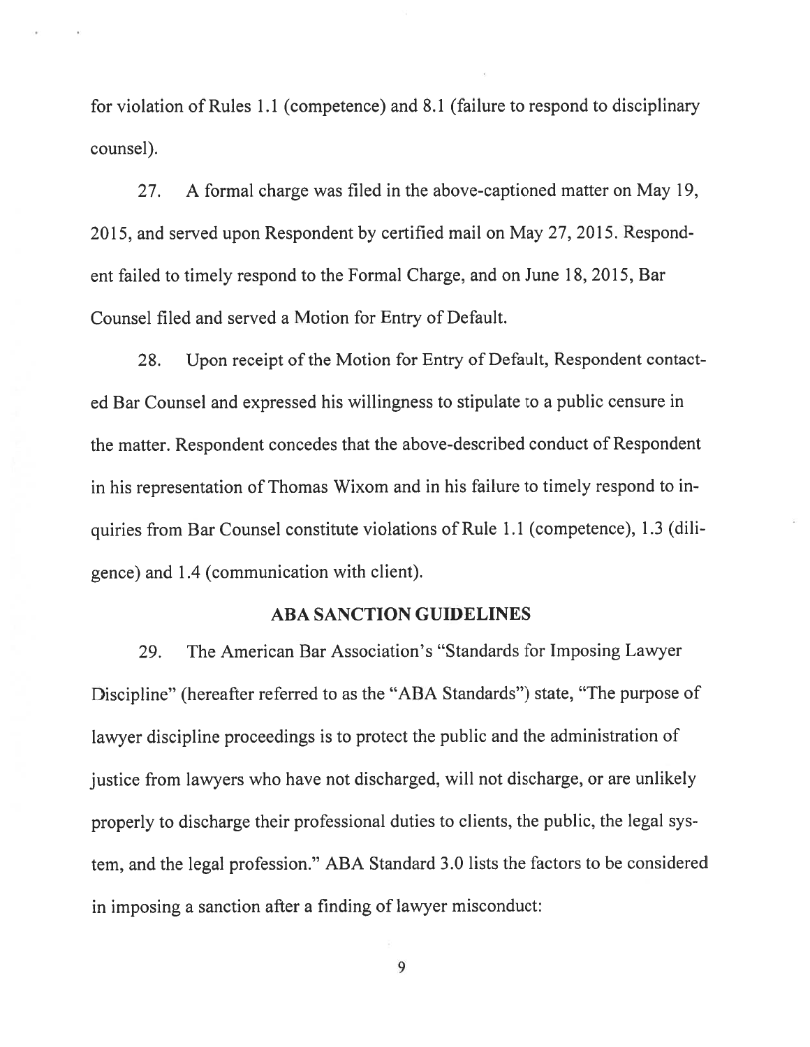for violation of Rules 1.1 (competence) and 8.1 (failure to respond to disciplinary counsel).

27. A formal charge was filed in the above-captioned matter on May 19, 2015, and served upon Respondent by certified mail on May 27, 2015. Respondent failed to timely respond to the Formal Charge, and on June 18, 2015, Bar Counsel filed and served a Motion for Entry of Default.

28. Upon receipt of the Motion for Entry of Default, Respondent contacted Bar Counsel and expressed his willingness to stipulate to a public censure in the matter. Respondent concedes that the above-described conduct of Respondent in his representation of Thomas Wixom and in his failure to timely respond to inquiries from Bar Counsel constitute violations of Rule 1.1 (competence), 1.3 (diligence) and 1.4 (communication with client).

## ABA SANCTION GUIDELINES

29. The American Bar Association's "Standards for Imposing Lawyer Discipline" (hereafter referred to as the "ABA Standards") state, "The purpose of lawyer discipline proceedings is to protect the public and the administration of justice from lawyers who have not discharged, will not discharge, or are unlikely properly to discharge their professional duties to clients, the public, the legal system, and the legal profession." ABA Standard 3.0 lists the factors to be considered in imposing a sanction after a finding of lawyer misconduct: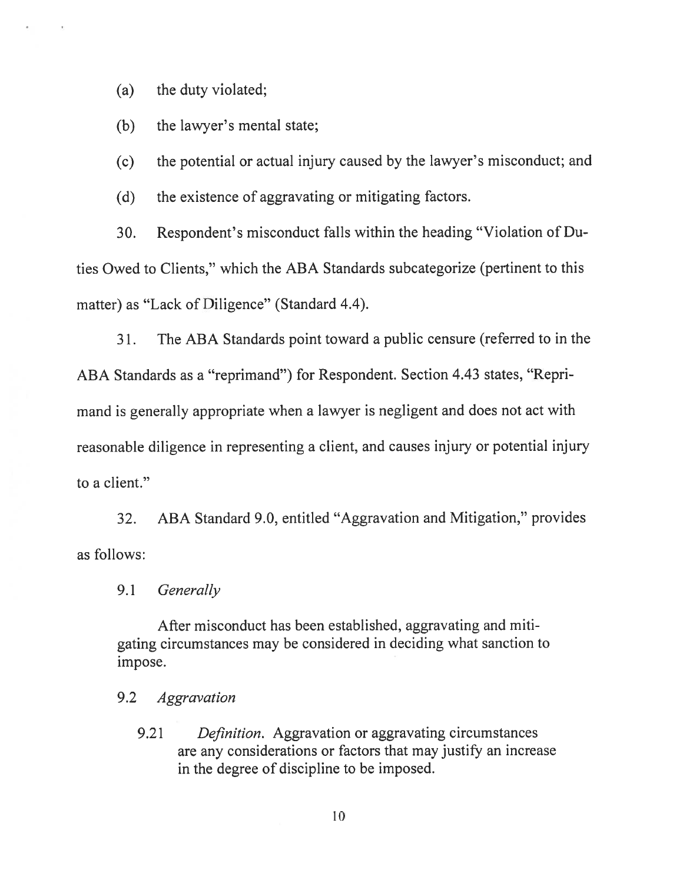(a) the duty violated;

(b) the lawyer's mental state;

(c) the potential or actual injury caused by the lawyer's misconduct; and

(d) the existence of aggravating or mitigating factors.

30. Respondent's misconduct falls within the heading "Violation of Duties Owed to Clients," which the ABA Standards subcategorize (pertinent to this matter) as "Lack of Diligence" (Standard 4.4).

31. The ABA Standards point toward a public censure (referred to in the ABA Standards as a "reprimand") for Respondent. Section 4.43 states, "Reprimand is generally appropriate when a lawyer is negligent and does not act with reasonable diligence in representing a client, and causes injury or potential injury to a client."

32. ABA Standard 9.0, entitled "Aggravation and Mitigation," provides as follows:

> 9.1 *Generally*
>
> After misconduct has been established, aggravating and mitigating circumstances may be considered in deciding what sanction to impose.
>
> 9.2 *Aggravation*
>
> 9.21 *Definition*. Aggravation or aggravating circumstances are any considerations or factors that may justify an increase in the degree of discipline to be imposed.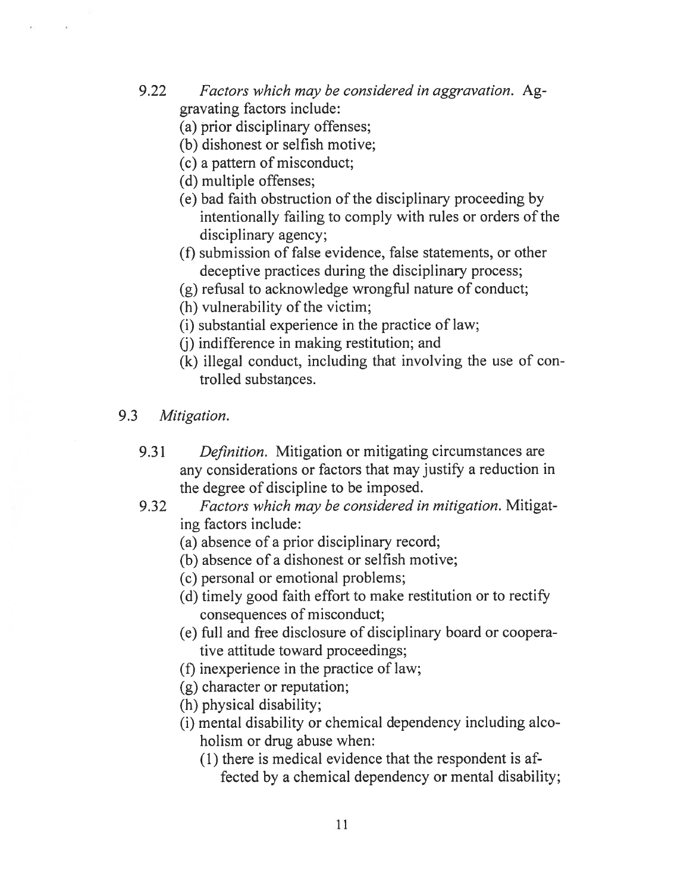9.22 *Factors which may be considered in aggravation.* Aggravating factors include:

(a) prior disciplinary offenses;
(b) dishonest or selfish motive;
(c) a pattern of misconduct;
(d) multiple offenses;
(e) bad faith obstruction of the disciplinary proceeding by intentionally failing to comply with rules or orders of the disciplinary agency;
(f) submission of false evidence, false statements, or other deceptive practices during the disciplinary process;
(g) refusal to acknowledge wrongful nature of conduct;
(h) vulnerability of the victim;
(i) substantial experience in the practice of law;
(j) indifference in making restitution; and
(k) illegal conduct, including that involving the use of controlled substances.

9.3 *Mitigation.*

9.31 *Definition.* Mitigation or mitigating circumstances are any considerations or factors that may justify a reduction in the degree of discipline to be imposed.

9.32 *Factors which may be considered in mitigation.* Mitigating factors include:

(a) absence of a prior disciplinary record;
(b) absence of a dishonest or selfish motive;
(c) personal or emotional problems;
(d) timely good faith effort to make restitution or to rectify consequences of misconduct;
(e) full and free disclosure of disciplinary board or cooperative attitude toward proceedings;
(f) inexperience in the practice of law;
(g) character or reputation;
(h) physical disability;
(i) mental disability or chemical dependency including alcoholism or drug abuse when:
  (1) there is medical evidence that the respondent is affected by a chemical dependency or mental disability;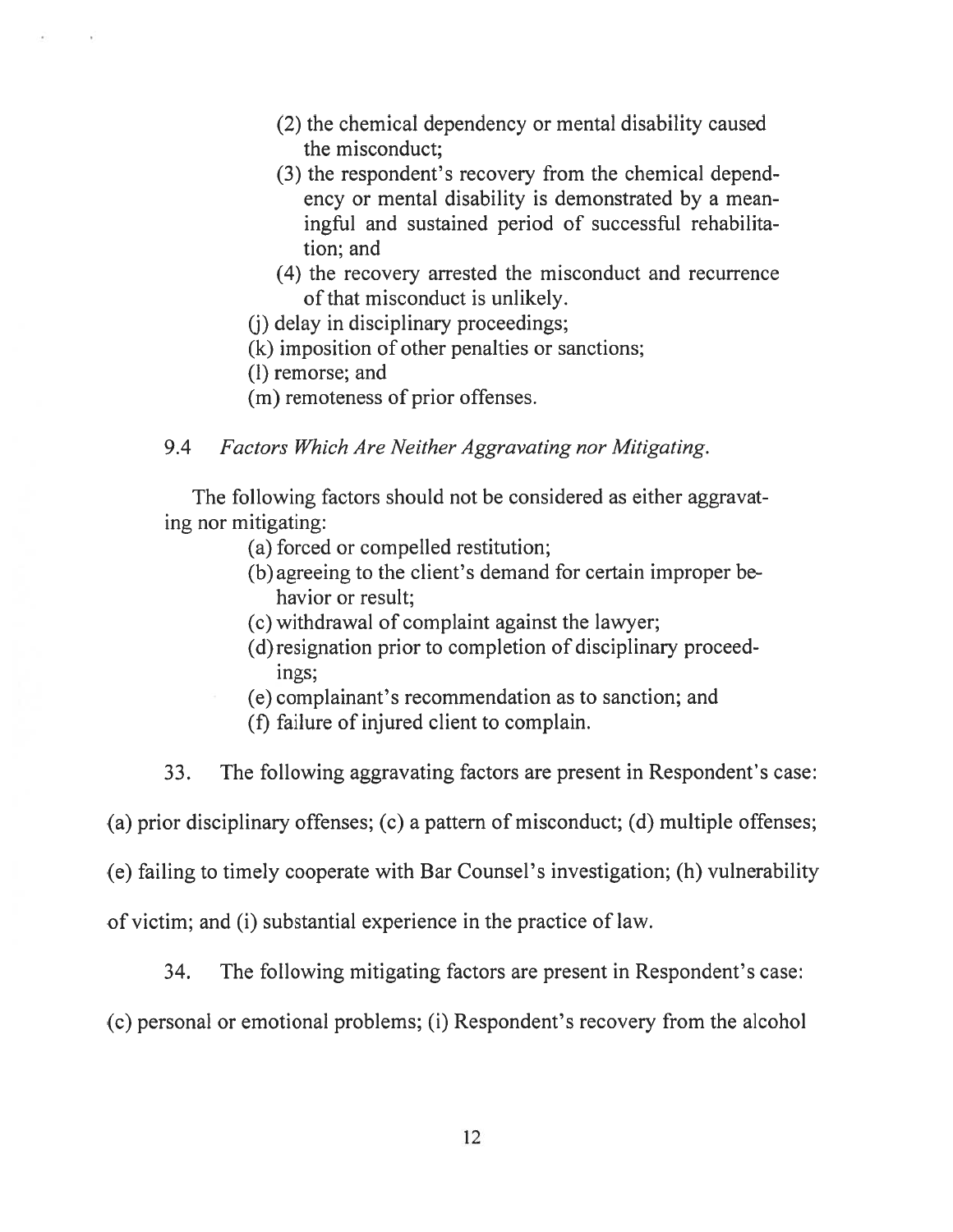(2) the chemical dependency or mental disability caused the misconduct;

(3) the respondent's recovery from the chemical dependency or mental disability is demonstrated by a meaningful and sustained period of successful rehabilitation; and

(4) the recovery arrested the misconduct and recurrence of that misconduct is unlikely.

(j) delay in disciplinary proceedings;

(k) imposition of other penalties or sanctions;

(l) remorse; and

(m) remoteness of prior offenses.

9.4 *Factors Which Are Neither Aggravating nor Mitigating.*

The following factors should not be considered as either aggravating nor mitigating:

(a) forced or compelled restitution;

(b) agreeing to the client's demand for certain improper behavior or result;

(c) withdrawal of complaint against the lawyer;

(d) resignation prior to completion of disciplinary proceedings;

(e) complainant's recommendation as to sanction; and

(f) failure of injured client to complain.

33. The following aggravating factors are present in Respondent's case: (a) prior disciplinary offenses; (c) a pattern of misconduct; (d) multiple offenses; (e) failing to timely cooperate with Bar Counsel's investigation; (h) vulnerability of victim; and (i) substantial experience in the practice of law.

34. The following mitigating factors are present in Respondent's case: (c) personal or emotional problems; (i) Respondent's recovery from the alcohol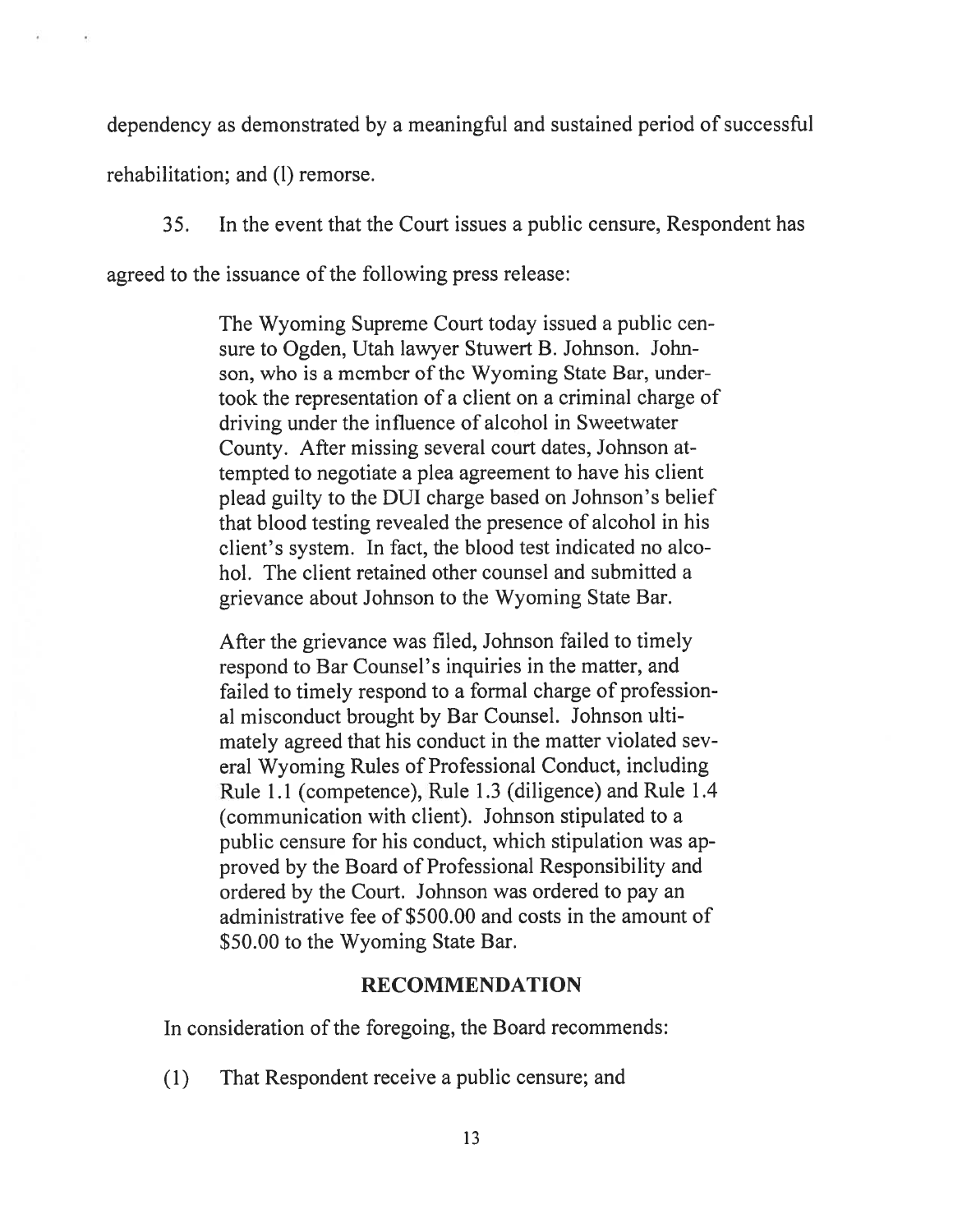dependency as demonstrated by a meaningful and sustained period of successful rehabilitation; and (l) remorse.

35. In the event that the Court issues a public censure, Respondent has agreed to the issuance of the following press release:

> The Wyoming Supreme Court today issued a public censure to Ogden, Utah lawyer Stuwert B. Johnson. Johnson, who is a member of the Wyoming State Bar, undertook the representation of a client on a criminal charge of driving under the influence of alcohol in Sweetwater County. After missing several court dates, Johnson attempted to negotiate a plea agreement to have his client plead guilty to the DUI charge based on Johnson's belief that blood testing revealed the presence of alcohol in his client's system. In fact, the blood test indicated no alcohol. The client retained other counsel and submitted a grievance about Johnson to the Wyoming State Bar.
>
> After the grievance was filed, Johnson failed to timely respond to Bar Counsel's inquiries in the matter, and failed to timely respond to a formal charge of professional misconduct brought by Bar Counsel. Johnson ultimately agreed that his conduct in the matter violated several Wyoming Rules of Professional Conduct, including Rule 1.1 (competence), Rule 1.3 (diligence) and Rule 1.4 (communication with client). Johnson stipulated to a public censure for his conduct, which stipulation was approved by the Board of Professional Responsibility and ordered by the Court. Johnson was ordered to pay an administrative fee of $500.00 and costs in the amount of $50.00 to the Wyoming State Bar.

## RECOMMENDATION

In consideration of the foregoing, the Board recommends:

(1) That Respondent receive a public censure; and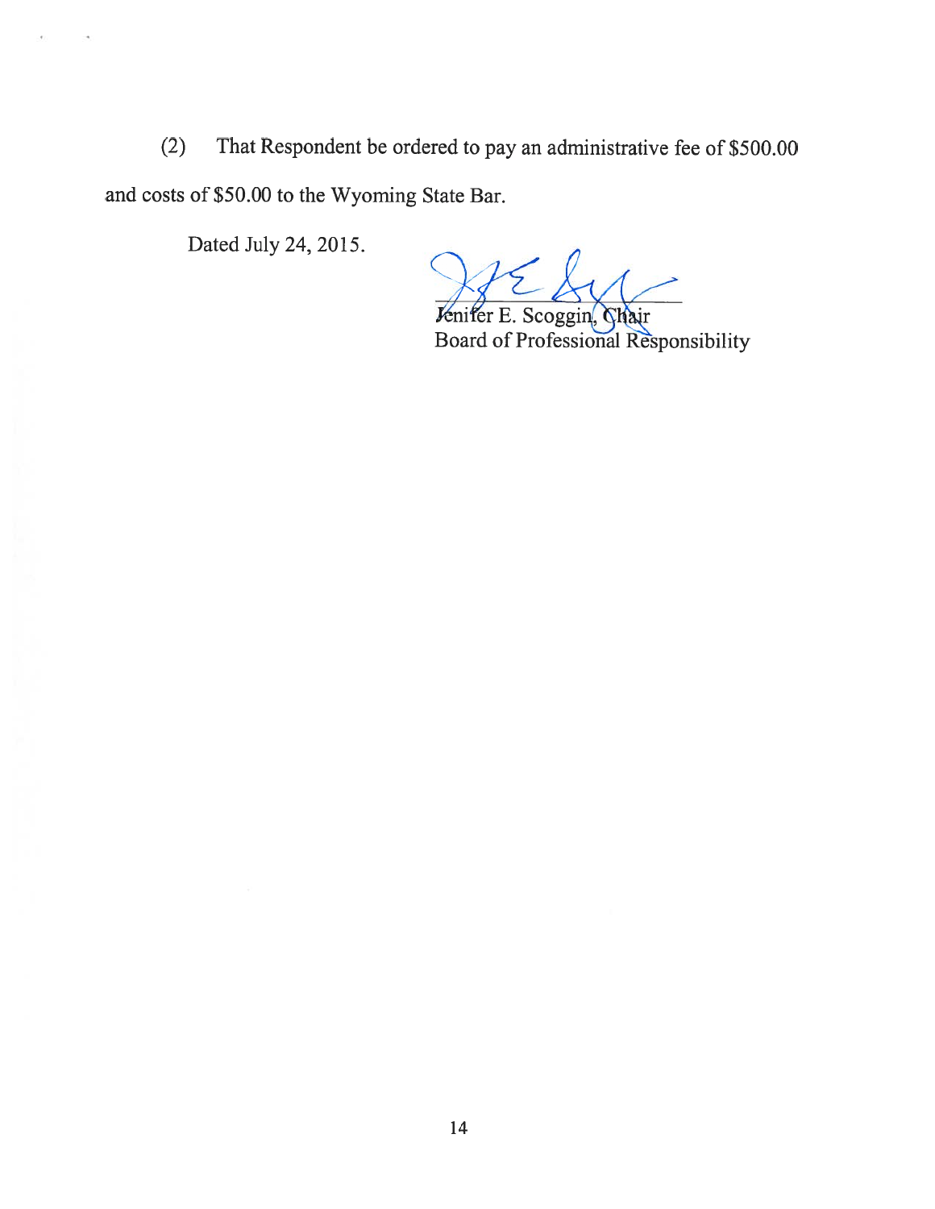(2) That Respondent be ordered to pay an administrative fee of $500.00 and costs of $50.00 to the Wyoming State Bar.

Dated July 24, 2015.

Jenifer E. Scoggin, Chair
Board of Professional Responsibility